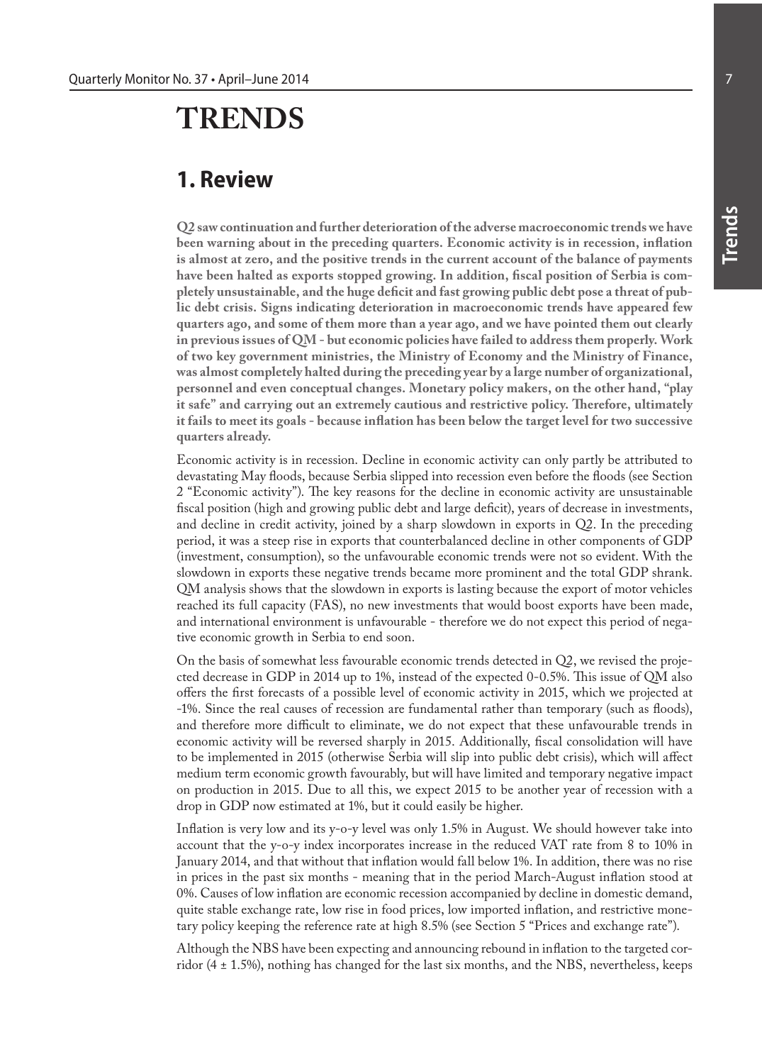# TRENDS

## 1. Review

**Q2 saw continuation and further deterioration of the adverse macroeconomic trends we have been warning about in the preceding quarters. Economic activity is in recession, inflation is almost at zero, and the positive trends in the current account of the balance of payments have been halted as exports stopped growing. In addition, fiscal position of Serbia is completely unsustainable, and the huge deficit and fast growing public debt pose a threat of public debt crisis. Signs indicating deterioration in macroeconomic trends have appeared few quarters ago, and some of them more than a year ago, and we have pointed them out clearly in previous issues of QM - but economic policies have failed to address them properly. Work of two key government ministries, the Ministry of Economy and the Ministry of Finance, was almost completely halted during the preceding year by a large number of organizational, personnel and even conceptual changes. Monetary policy makers, on the other hand, "play it safe" and carrying out an extremely cautious and restrictive policy. Therefore, ultimately it fails to meet its goals - because inflation has been below the target level for two successive quarters already.**

Economic activity is in recession. Decline in economic activity can only partly be attributed to devastating May floods, because Serbia slipped into recession even before the floods (see Section 2 "Economic activity"). The key reasons for the decline in economic activity are unsustainable fiscal position (high and growing public debt and large deficit), years of decrease in investments, and decline in credit activity, joined by a sharp slowdown in exports in Q2. In the preceding period, it was a steep rise in exports that counterbalanced decline in other components of GDP (investment, consumption), so the unfavourable economic trends were not so evident. With the slowdown in exports these negative trends became more prominent and the total GDP shrank. QM analysis shows that the slowdown in exports is lasting because the export of motor vehicles reached its full capacity (FAS), no new investments that would boost exports have been made, and international environment is unfavourable - therefore we do not expect this period of negative economic growth in Serbia to end soon.

On the basis of somewhat less favourable economic trends detected in Q2, we revised the projected decrease in GDP in 2014 up to 1%, instead of the expected 0-0.5%. This issue of QM also offers the first forecasts of a possible level of economic activity in 2015, which we projected at -1%. Since the real causes of recession are fundamental rather than temporary (such as floods), and therefore more difficult to eliminate, we do not expect that these unfavourable trends in economic activity will be reversed sharply in 2015. Additionally, fiscal consolidation will have to be implemented in 2015 (otherwise Serbia will slip into public debt crisis), which will affect medium term economic growth favourably, but will have limited and temporary negative impact on production in 2015. Due to all this, we expect 2015 to be another year of recession with a drop in GDP now estimated at 1%, but it could easily be higher.

Inflation is very low and its y-o-y level was only 1.5% in August. We should however take into account that the y-o-y index incorporates increase in the reduced VAT rate from 8 to 10% in January 2014, and that without that inflation would fall below 1%. In addition, there was no rise in prices in the past six months - meaning that in the period March-August inflation stood at 0%. Causes of low inflation are economic recession accompanied by decline in domestic demand, quite stable exchange rate, low rise in food prices, low imported inflation, and restrictive monetary policy keeping the reference rate at high 8.5% (see Section 5 "Prices and exchange rate").

Although the NBS have been expecting and announcing rebound in inflation to the targeted corridor (4 ± 1.5%), nothing has changed for the last six months, and the NBS, nevertheless, keeps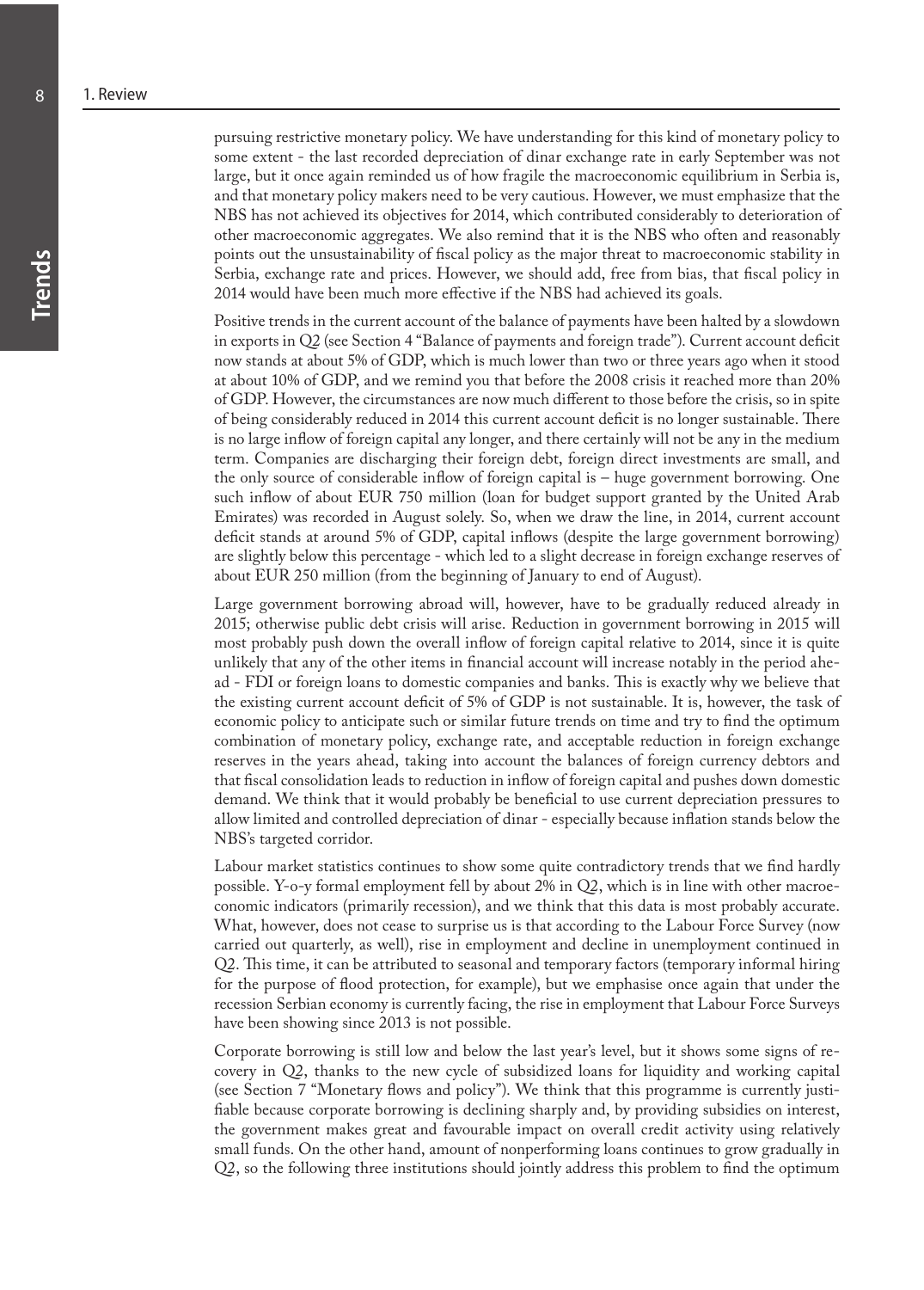pursuing restrictive monetary policy. We have understanding for this kind of monetary policy to some extent - the last recorded depreciation of dinar exchange rate in early September was not large, but it once again reminded us of how fragile the macroeconomic equilibrium in Serbia is, and that monetary policy makers need to be very cautious. However, we must emphasize that the NBS has not achieved its objectives for 2014, which contributed considerably to deterioration of other macroeconomic aggregates. We also remind that it is the NBS who often and reasonably points out the unsustainability of fiscal policy as the major threat to macroeconomic stability in Serbia, exchange rate and prices. However, we should add, free from bias, that fiscal policy in 2014 would have been much more effective if the NBS had achieved its goals.

Positive trends in the current account of the balance of payments have been halted by a slowdown in exports in Q2 (see Section 4 "Balance of payments and foreign trade"). Current account deficit now stands at about 5% of GDP, which is much lower than two or three years ago when it stood at about 10% of GDP, and we remind you that before the 2008 crisis it reached more than 20% of GDP. However, the circumstances are now much different to those before the crisis, so in spite of being considerably reduced in 2014 this current account deficit is no longer sustainable. There is no large inflow of foreign capital any longer, and there certainly will not be any in the medium term. Companies are discharging their foreign debt, foreign direct investments are small, and the only source of considerable inflow of foreign capital is – huge government borrowing. One such inflow of about EUR 750 million (loan for budget support granted by the United Arab Emirates) was recorded in August solely. So, when we draw the line, in 2014, current account deficit stands at around 5% of GDP, capital inflows (despite the large government borrowing) are slightly below this percentage - which led to a slight decrease in foreign exchange reserves of about EUR 250 million (from the beginning of January to end of August).

Large government borrowing abroad will, however, have to be gradually reduced already in 2015; otherwise public debt crisis will arise. Reduction in government borrowing in 2015 will most probably push down the overall inflow of foreign capital relative to 2014, since it is quite unlikely that any of the other items in financial account will increase notably in the period ahead - FDI or foreign loans to domestic companies and banks. This is exactly why we believe that the existing current account deficit of 5% of GDP is not sustainable. It is, however, the task of economic policy to anticipate such or similar future trends on time and try to find the optimum combination of monetary policy, exchange rate, and acceptable reduction in foreign exchange reserves in the years ahead, taking into account the balances of foreign currency debtors and that fiscal consolidation leads to reduction in inflow of foreign capital and pushes down domestic demand. We think that it would probably be beneficial to use current depreciation pressures to allow limited and controlled depreciation of dinar - especially because inflation stands below the NBS's targeted corridor.

Labour market statistics continues to show some quite contradictory trends that we find hardly possible. Y-o-y formal employment fell by about 2% in Q2, which is in line with other macroeconomic indicators (primarily recession), and we think that this data is most probably accurate. What, however, does not cease to surprise us is that according to the Labour Force Survey (now carried out quarterly, as well), rise in employment and decline in unemployment continued in Q2. This time, it can be attributed to seasonal and temporary factors (temporary informal hiring for the purpose of flood protection, for example), but we emphasise once again that under the recession Serbian economy is currently facing, the rise in employment that Labour Force Surveys have been showing since 2013 is not possible.

Corporate borrowing is still low and below the last year's level, but it shows some signs of recovery in Q2, thanks to the new cycle of subsidized loans for liquidity and working capital (see Section 7 "Monetary flows and policy"). We think that this programme is currently justifiable because corporate borrowing is declining sharply and, by providing subsidies on interest, the government makes great and favourable impact on overall credit activity using relatively small funds. On the other hand, amount of nonperforming loans continues to grow gradually in Q2, so the following three institutions should jointly address this problem to find the optimum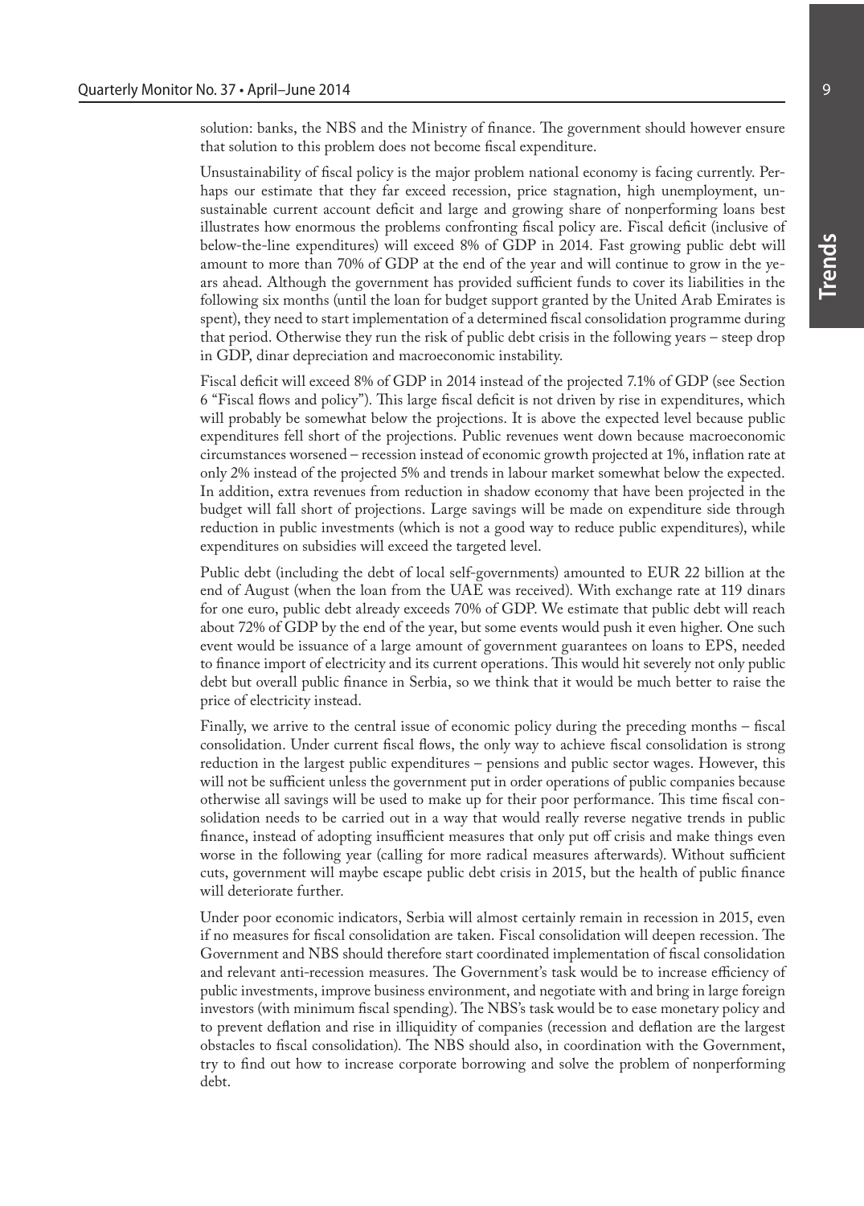solution: banks, the NBS and the Ministry of finance. The government should however ensure that solution to this problem does not become fiscal expenditure.

Unsustainability of fiscal policy is the major problem national economy is facing currently. Perhaps our estimate that they far exceed recession, price stagnation, high unemployment, unsustainable current account deficit and large and growing share of nonperforming loans best illustrates how enormous the problems confronting fiscal policy are. Fiscal deficit (inclusive of below-the-line expenditures) will exceed 8% of GDP in 2014. Fast growing public debt will amount to more than 70% of GDP at the end of the year and will continue to grow in the years ahead. Although the government has provided sufficient funds to cover its liabilities in the following six months (until the loan for budget support granted by the United Arab Emirates is spent), they need to start implementation of a determined fiscal consolidation programme during that period. Otherwise they run the risk of public debt crisis in the following years – steep drop in GDP, dinar depreciation and macroeconomic instability.

Fiscal deficit will exceed 8% of GDP in 2014 instead of the projected 7.1% of GDP (see Section 6 "Fiscal flows and policy"). This large fiscal deficit is not driven by rise in expenditures, which will probably be somewhat below the projections. It is above the expected level because public expenditures fell short of the projections. Public revenues went down because macroeconomic circumstances worsened – recession instead of economic growth projected at 1%, inflation rate at only 2% instead of the projected 5% and trends in labour market somewhat below the expected. In addition, extra revenues from reduction in shadow economy that have been projected in the budget will fall short of projections. Large savings will be made on expenditure side through reduction in public investments (which is not a good way to reduce public expenditures), while expenditures on subsidies will exceed the targeted level.

Public debt (including the debt of local self-governments) amounted to EUR 22 billion at the end of August (when the loan from the UAE was received). With exchange rate at 119 dinars for one euro, public debt already exceeds 70% of GDP. We estimate that public debt will reach about 72% of GDP by the end of the year, but some events would push it even higher. One such event would be issuance of a large amount of government guarantees on loans to EPS, needed to finance import of electricity and its current operations. This would hit severely not only public debt but overall public finance in Serbia, so we think that it would be much better to raise the price of electricity instead.

Finally, we arrive to the central issue of economic policy during the preceding months – fiscal consolidation. Under current fiscal flows, the only way to achieve fiscal consolidation is strong reduction in the largest public expenditures – pensions and public sector wages. However, this will not be sufficient unless the government put in order operations of public companies because otherwise all savings will be used to make up for their poor performance. This time fiscal consolidation needs to be carried out in a way that would really reverse negative trends in public finance, instead of adopting insufficient measures that only put off crisis and make things even worse in the following year (calling for more radical measures afterwards). Without sufficient cuts, government will maybe escape public debt crisis in 2015, but the health of public finance will deteriorate further.

Under poor economic indicators, Serbia will almost certainly remain in recession in 2015, even if no measures for fiscal consolidation are taken. Fiscal consolidation will deepen recession. The Government and NBS should therefore start coordinated implementation of fiscal consolidation and relevant anti-recession measures. The Government's task would be to increase efficiency of public investments, improve business environment, and negotiate with and bring in large foreign investors (with minimum fiscal spending). The NBS's task would be to ease monetary policy and to prevent deflation and rise in illiquidity of companies (recession and deflation are the largest obstacles to fiscal consolidation). The NBS should also, in coordination with the Government, try to find out how to increase corporate borrowing and solve the problem of nonperforming debt.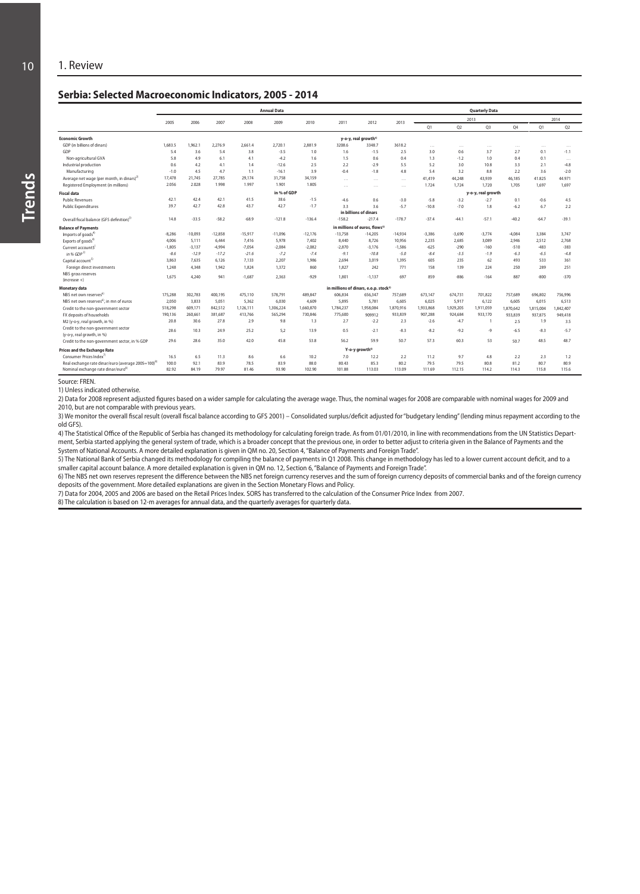## Serbia: Selected Macroeconomic Indicators, 2005 - 2014

| | Annual Data | | | | | | | | | Quarterly Data | | | | | |
|---|---|---|---|---|---|---|---|---|---|---|---|---|---|---|---|
| | | | | | | | | | | 2013 | | | | 2014 | |
| | 2005 | 2006 | 2007 | 2008 | 2009 | 2010 | 2011 | 2012 | 2013 | Q1 | Q2 | Q3 | Q4 | Q1 | Q2 |
| **Economic Growth** | | | | | | | y-o-y, real growth[1)] | | | | | | | | |
| GDP (in billions of dinars) | 1,683.5 | 1,962.1 | 2,276.9 | 2,661.4 | 2,720.1 | 2,881.9 | 3208.6 | 3348.7 | 3618.2 | ... | ... | ... | ... | ... | ... |
| GDP | 5.4 | 3.6 | 5.4 | 3.8 | -3.5 | 1.0 | 1.6 | -1.5 | 2.5 | 3.0 | 0.6 | 3.7 | 2.7 | 0.1 | -1.1 |
| Non-agricultural GVA | 5.8 | 4.9 | 6.1 | 4.1 | -4.2 | 1.6 | 1.5 | 0.6 | 0.4 | 1.3 | -1.2 | 1.0 | 0.4 | 0.1 | ... |
| Industrial production | 0.6 | 4.2 | 4.1 | 1.4 | -12.6 | 2.5 | 2.2 | -2.9 | 5.5 | 5.2 | 3.0 | 10.8 | 3.3 | 2.1 | -4.8 |
| Manufacturing | -1.0 | 4.5 | 4.7 | 1.1 | -16.1 | 3.9 | -0.4 | -1.8 | 4.8 | 5.4 | 3.2 | 8.8 | 2.2 | 3.6 | -2.0 |
| Average net wage (per month, in dinars)[2)] | 17,478 | 21,745 | 27,785 | 29,174 | 31,758 | 34,159 | ... | ... | ... | 41,419 | 44,248 | 43,939 | 46,185 | 41.825 | 44.971 |
| Registered Employment (in millions) | 2.056 | 2.028 | 1.998 | 1.997 | 1.901 | 1.805 | ... | ... | ... | 1.724 | 1,724 | 1,720 | 1,705 | 1,697 | 1,697 |
| **Fiscal data** | | | | | in % of GDP | | | | | | | y-o-y, real growth | | | |
| Public Revenues | 42.1 | 42.4 | 42.1 | 41.5 | 38.6 | -1.5 | -4.6 | 0.6 | -3.0 | -5.8 | -3.2 | -2.7 | 0.1 | -0.6 | 4.5 |
| Public Expenditures | 39.7 | 42.7 | 42.8 | 43.7 | 42.7 | -1.7 | 3.3 | 3.6 | -5.7 | -10.8 | -7.0 | 1.8 | -6.2 | 6.7 | 2.2 |
| | | | | | | | | in billions of dinars | | | | | | | |
| Overall fiscal balance (GFS definition)[3)] | 14.8 | -33.5 | -58.2 | -68.9 | -121.8 | -136.4 | -158.2 | -217.4 | -178.7 | -37.4 | -44.1 | -57.1 | -40.2 | -64.7 | -39.1 |
| **Balance of Payments** | | | | | | | in millions of euros, flows[1)] | | | | | | | | |
| Imports of goods[4)] | -8,286 | -10,093 | -12,858 | -15,917 | -11,096 | -12,176 | -13,758 | -14,205 | -14,934 | -3,386 | -3,690 | -3,774 | -4,084 | 3,384 | 3,747 |
| Exports of goods[4)] | 4,006 | 5,111 | 6,444 | 7,416 | 5,978 | 7,402 | 8,440 | 8,726 | 10,956 | 2,235 | 2,685 | 3,089 | 2,946 | 2,512 | 2,768 |
| Current accounts[5)] | -1,805 | -3,137 | -4,994 | -7,054 | -2,084 | -2,082 | -2,870 | -3,176 | -1,586 | -625 | -290 | -160 | -510 | -483 | -383 |
| *in % GDP*[5)] | *-8.6* | *-12.9* | *-17.2* | *-21.6* | *-7.2* | *-7.4* | *-9.1* | *-10.8* | *-5.0* | *-8.4* | *-3.5* | *-1.9* | *-6.3* | *-6.5* | *-4.8* |
| Capital account[5)] | 3,863 | 7,635 | 6,126 | 7,133 | 2,207 | 1,986 | 2,694 | 3,019 | 1,395 | 605 | 235 | 62 | 493 | 533 | 361 |
| Foreign direct investments | 1,248 | 4,348 | 1,942 | 1,824 | 1,372 | 860 | 1,827 | 242 | 771 | 158 | 139 | 224 | 250 | 289 | 251 |
| NBS gross reserves (increase +) | 1,675 | 4,240 | 941 | -1,687 | 2,363 | -929 | 1,801 | -1,137 | 697 | 859 | -886 | -164 | 887 | -800 | -370 |
| **Monetary data** | | | | | | | in millions of dinars, e.o.p. stock[1)] | | | | | | | | |
| NBS net own reserves[6)] | 175,288 | 302,783 | 400,195 | 475,110 | 578,791 | 489,847 | 606,834 | 656,347 | 757,689 | 673,147 | 674,731 | 701,822 | 757,689 | 696,802 | 756,996 |
| NBS net own reserves[6)], in mn of euros | 2,050 | 3,833 | 5,051 | 5,362 | 6,030 | 4,609 | 5,895 | 5,781 | 6,605 | 6,025 | 5,917 | 6,122 | 6,605 | 6,015 | 6,513 |
| Credit to the non-government sector | 518,298 | 609,171 | 842,512 | 1,126,111 | 1,306,224 | 1,660,870 | 1,784,237 | 1,958,084 | 1,870,916 | 1,933,868 | 1,929,205 | 1,911,059 | 1,870,642 | 1,815,004 | 1,842,407 |
| FX deposits of households | 190,136 | 260,661 | 381,687 | 413,766 | 565,294 | 730,846 | 775,600 | 909912 | 933,839 | 907,288 | 924,684 | 933,170 | 933,839 | 937,875 | 949,418 |
| M2 (y-o-y, real growth, in %) | 20.8 | 30.6 | 27.8 | 2.9 | 9.8 | 1.3 | 2.7 | -2.2 | 2.3 | -2.6 | -4.7 | 1 | 2.5 | 1.9 | 3.5 |
| Credit to the non-government sector (y-o-y, real growth, in %) | 28.6 | 10.3 | 24.9 | 25.2 | 5.2 | 13.9 | 0.5 | -2.1 | -8.3 | -8.2 | -9.2 | -9 | -6.5 | -8.3 | -5.7 |
| Credit to the non-government sector, in % GDP | 29.6 | 28.6 | 35.0 | 42.0 | 45.8 | 53.8 | 56.2 | 59.9 | 50.7 | 57.3 | 60.3 | 53 | 50.7 | 48.5 | 48.7 |
| **Prices and the Exchange Rate** | | | | | | | Y-o-y growth[1)] | | | | | | | | |
| Consumer Prices Index[7)] | 16.5 | 6.5 | 11.3 | 8.6 | 6.6 | 10.2 | 7.0 | 12.2 | 2.2 | 11.2 | 9.7 | 4.8 | 2.2 | 2.3 | 1.2 |
| Real exchange rate dinar/euro (average 2005=100)[8)] | 100.0 | 92.1 | 83.9 | 78.5 | 83.9 | 88.0 | 80.43 | 85.3 | 80.2 | 79.5 | 79.5 | 80.8 | 81.2 | 80.7 | 80.9 |
| Nominal exchange rate dinar/euro[8)] | 82.92 | 84.19 | 79.97 | 81.46 | 93.90 | 102.90 | 101.88 | 113.03 | 113.09 | 111.69 | 112.15 | 114.2 | 114.3 | 115.8 | 115.6 |

Source: FREN.

1) Unless indicated otherwise.

2) Data for 2008 represent adjusted figures based on a wider sample for calculating the average wage. Thus, the nominal wages for 2008 are comparable with nominal wages for 2009 and 2010, but are not comparable with previous years.

3) We monitor the overall fiscal result (overall fiscal balance according to GFS 2001) – Consolidated surplus/deficit adjusted for "budgetary lending" (lending minus repayment according to the old GFS).

4) The Statistical Office of the Republic of Serbia has changed its methodology for calculating foreign trade. As from 01/01/2010, in line with recommendations from the UN Statistics Department, Serbia started applying the general system of trade, which is a broader concept that the previous one, in order to better adjust to criteria given in the Balance of Payments and the System of National Accounts. A more detailed explanation is given in QM no. 20, Section 4, "Balance of Payments and Foreign Trade".

5) The National Bank of Serbia changed its methodology for compiling the balance of payments in Q1 2008. This change in methodology has led to a lower current account deficit, and to a smaller capital account balance. A more detailed explanation is given in QM no. 12, Section 6, "Balance of Payments and Foreign Trade".

6) The NBS net own reserves represent the difference between the NBS net foreign currency reserves and the sum of foreign currency deposits of commercial banks and of the foreign currency deposits of the government. More detailed explanations are given in the Section Monetary Flows and Policy.

7) Data for 2004, 2005 and 2006 are based on the Retail Prices Index. SORS has transferred to the calculation of the Consumer Price Index from 2007.

8) The calculation is based on 12-m averages for annual data, and the quarterly averages for quarterly data.